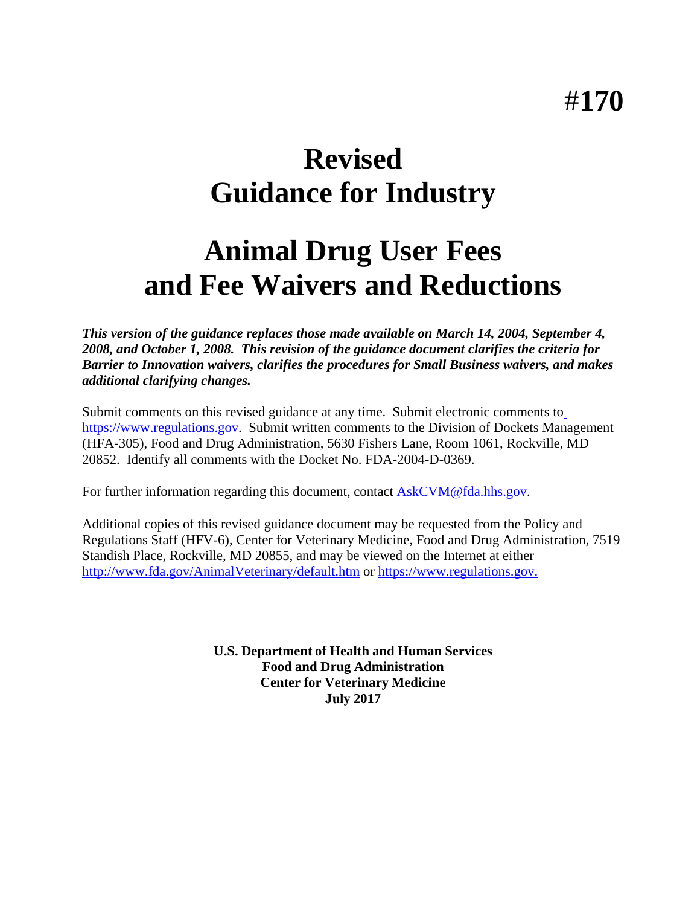# #170

# Revised
# Guidance for Industry

# Animal Drug User Fees and Fee Waivers and Reductions

***This version of the guidance replaces those made available on March 14, 2004, September 4, 2008, and October 1, 2008. This revision of the guidance document clarifies the criteria for Barrier to Innovation waivers, clarifies the procedures for Small Business waivers, and makes additional clarifying changes.***

Submit comments on this revised guidance at any time. Submit electronic comments to https://www.regulations.gov. Submit written comments to the Division of Dockets Management (HFA-305), Food and Drug Administration, 5630 Fishers Lane, Room 1061, Rockville, MD 20852. Identify all comments with the Docket No. FDA-2004-D-0369.

For further information regarding this document, contact AskCVM@fda.hhs.gov.

Additional copies of this revised guidance document may be requested from the Policy and Regulations Staff (HFV-6), Center for Veterinary Medicine, Food and Drug Administration, 7519 Standish Place, Rockville, MD 20855, and may be viewed on the Internet at either http://www.fda.gov/AnimalVeterinary/default.htm or https://www.regulations.gov.

**U.S. Department of Health and Human Services**
**Food and Drug Administration**
**Center for Veterinary Medicine**
**July 2017**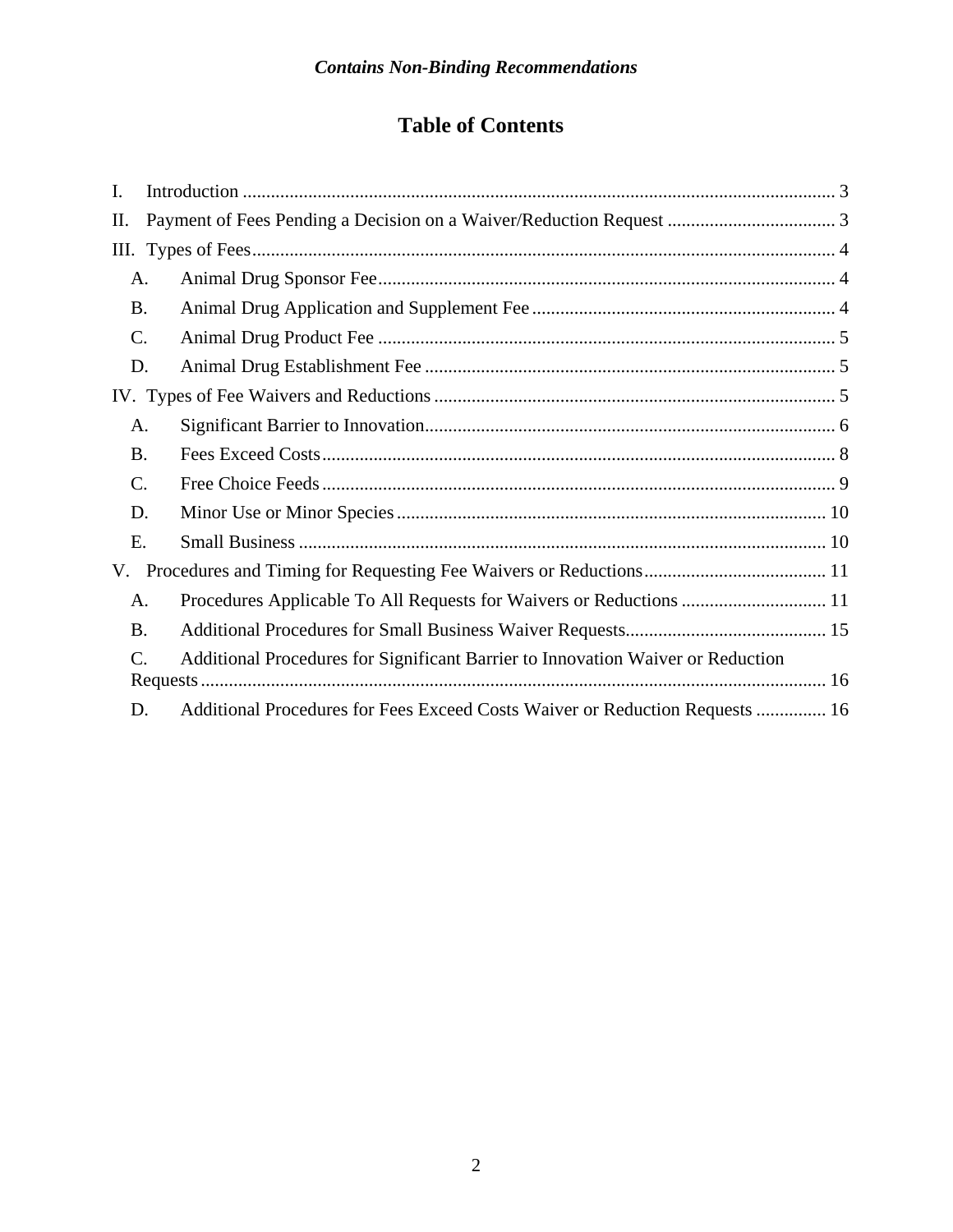*Contains Non-Binding Recommendations*

# Table of Contents

I. Introduction .................................................................................................................... 3

II. Payment of Fees Pending a Decision on a Waiver/Reduction Request .................................... 3

III. Types of Fees.................................................................................................................. 4

- A. Animal Drug Sponsor Fee.................................................................................................. 4
- B. Animal Drug Application and Supplement Fee ................................................................. 4
- C. Animal Drug Product Fee .................................................................................................. 5
- D. Animal Drug Establishment Fee ........................................................................................ 5

IV. Types of Fee Waivers and Reductions ...................................................................................... 5

- A. Significant Barrier to Innovation........................................................................................ 6
- B. Fees Exceed Costs.............................................................................................................. 8
- C. Free Choice Feeds .............................................................................................................. 9
- D. Minor Use or Minor Species ............................................................................................ 10
- E. Small Business ................................................................................................................. 10

V. Procedures and Timing for Requesting Fee Waivers or Reductions....................................... 11

- A. Procedures Applicable To All Requests for Waivers or Reductions ............................... 11
- B. Additional Procedures for Small Business Waiver Requests........................................... 15
- C. Additional Procedures for Significant Barrier to Innovation Waiver or Reduction Requests..................................................................................................................... 16
- D. Additional Procedures for Fees Exceed Costs Waiver or Reduction Requests ............... 16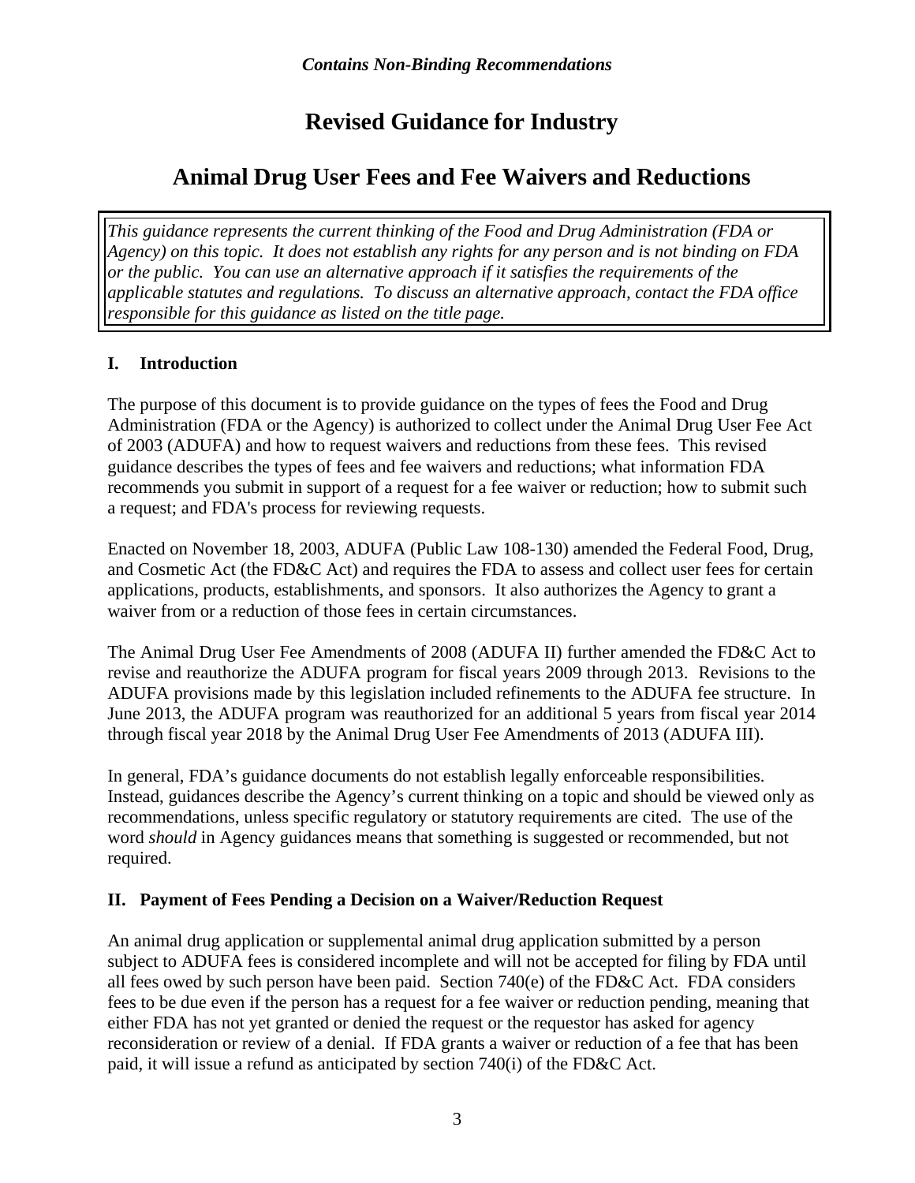*Contains Non-Binding Recommendations*

# Revised Guidance for Industry

# Animal Drug User Fees and Fee Waivers and Reductions

*This guidance represents the current thinking of the Food and Drug Administration (FDA or Agency) on this topic. It does not establish any rights for any person and is not binding on FDA or the public. You can use an alternative approach if it satisfies the requirements of the applicable statutes and regulations. To discuss an alternative approach, contact the FDA office responsible for this guidance as listed on the title page.*

## I. Introduction

The purpose of this document is to provide guidance on the types of fees the Food and Drug Administration (FDA or the Agency) is authorized to collect under the Animal Drug User Fee Act of 2003 (ADUFA) and how to request waivers and reductions from these fees. This revised guidance describes the types of fees and fee waivers and reductions; what information FDA recommends you submit in support of a request for a fee waiver or reduction; how to submit such a request; and FDA's process for reviewing requests.

Enacted on November 18, 2003, ADUFA (Public Law 108-130) amended the Federal Food, Drug, and Cosmetic Act (the FD&C Act) and requires the FDA to assess and collect user fees for certain applications, products, establishments, and sponsors. It also authorizes the Agency to grant a waiver from or a reduction of those fees in certain circumstances.

The Animal Drug User Fee Amendments of 2008 (ADUFA II) further amended the FD&C Act to revise and reauthorize the ADUFA program for fiscal years 2009 through 2013. Revisions to the ADUFA provisions made by this legislation included refinements to the ADUFA fee structure. In June 2013, the ADUFA program was reauthorized for an additional 5 years from fiscal year 2014 through fiscal year 2018 by the Animal Drug User Fee Amendments of 2013 (ADUFA III).

In general, FDA's guidance documents do not establish legally enforceable responsibilities. Instead, guidances describe the Agency's current thinking on a topic and should be viewed only as recommendations, unless specific regulatory or statutory requirements are cited. The use of the word *should* in Agency guidances means that something is suggested or recommended, but not required.

## II. Payment of Fees Pending a Decision on a Waiver/Reduction Request

An animal drug application or supplemental animal drug application submitted by a person subject to ADUFA fees is considered incomplete and will not be accepted for filing by FDA until all fees owed by such person have been paid. Section 740(e) of the FD&C Act. FDA considers fees to be due even if the person has a request for a fee waiver or reduction pending, meaning that either FDA has not yet granted or denied the request or the requestor has asked for agency reconsideration or review of a denial. If FDA grants a waiver or reduction of a fee that has been paid, it will issue a refund as anticipated by section 740(i) of the FD&C Act.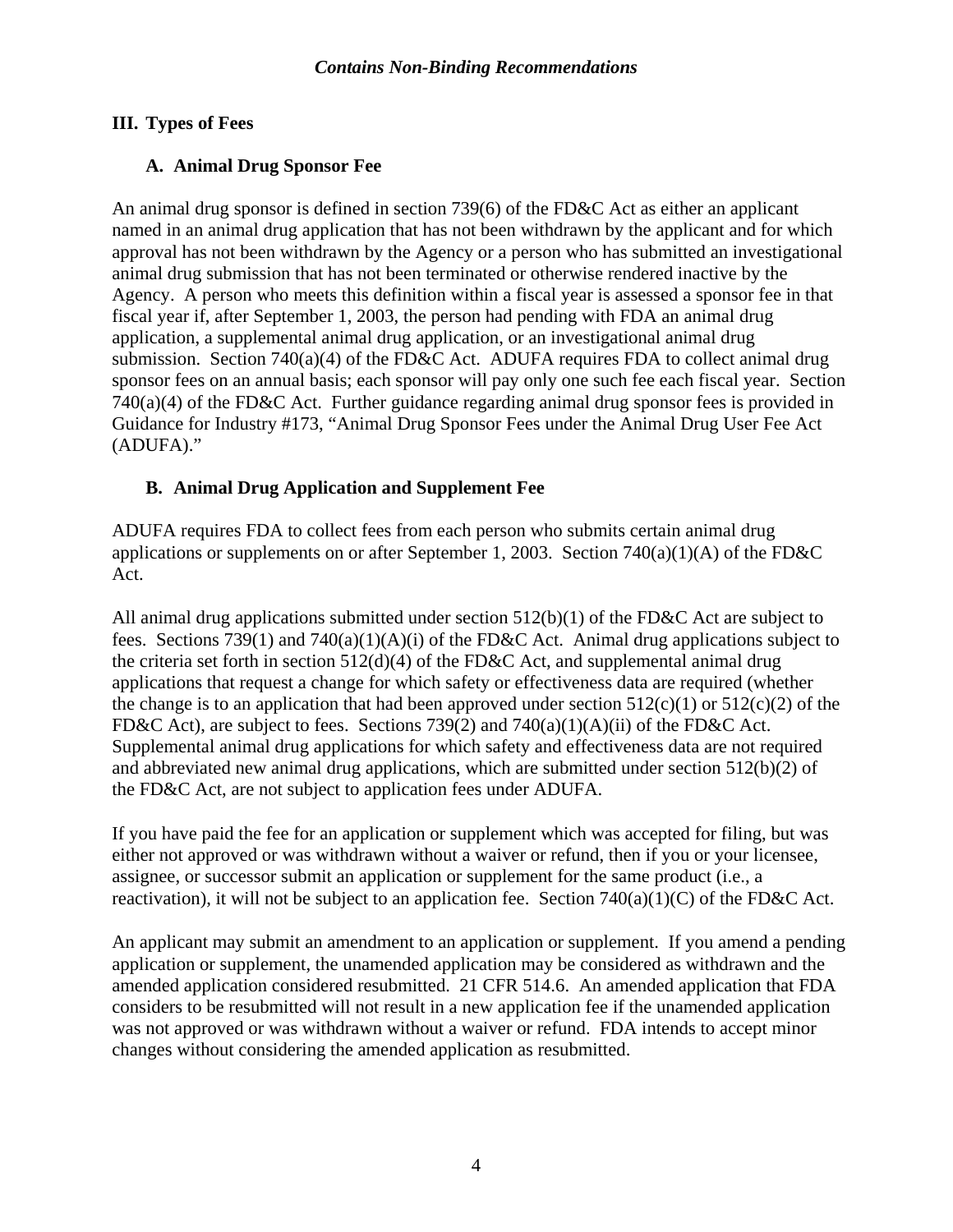## III. Types of Fees

### A. Animal Drug Sponsor Fee

An animal drug sponsor is defined in section 739(6) of the FD&C Act as either an applicant named in an animal drug application that has not been withdrawn by the applicant and for which approval has not been withdrawn by the Agency or a person who has submitted an investigational animal drug submission that has not been terminated or otherwise rendered inactive by the Agency. A person who meets this definition within a fiscal year is assessed a sponsor fee in that fiscal year if, after September 1, 2003, the person had pending with FDA an animal drug application, a supplemental animal drug application, or an investigational animal drug submission. Section 740(a)(4) of the FD&C Act. ADUFA requires FDA to collect animal drug sponsor fees on an annual basis; each sponsor will pay only one such fee each fiscal year. Section 740(a)(4) of the FD&C Act. Further guidance regarding animal drug sponsor fees is provided in Guidance for Industry #173, "Animal Drug Sponsor Fees under the Animal Drug User Fee Act (ADUFA)."

### B. Animal Drug Application and Supplement Fee

ADUFA requires FDA to collect fees from each person who submits certain animal drug applications or supplements on or after September 1, 2003. Section 740(a)(1)(A) of the FD&C Act.

All animal drug applications submitted under section 512(b)(1) of the FD&C Act are subject to fees. Sections 739(1) and 740(a)(1)(A)(i) of the FD&C Act. Animal drug applications subject to the criteria set forth in section 512(d)(4) of the FD&C Act, and supplemental animal drug applications that request a change for which safety or effectiveness data are required (whether the change is to an application that had been approved under section 512(c)(1) or 512(c)(2) of the FD&C Act), are subject to fees. Sections 739(2) and 740(a)(1)(A)(ii) of the FD&C Act. Supplemental animal drug applications for which safety and effectiveness data are not required and abbreviated new animal drug applications, which are submitted under section 512(b)(2) of the FD&C Act, are not subject to application fees under ADUFA.

If you have paid the fee for an application or supplement which was accepted for filing, but was either not approved or was withdrawn without a waiver or refund, then if you or your licensee, assignee, or successor submit an application or supplement for the same product (i.e., a reactivation), it will not be subject to an application fee. Section 740(a)(1)(C) of the FD&C Act.

An applicant may submit an amendment to an application or supplement. If you amend a pending application or supplement, the unamended application may be considered as withdrawn and the amended application considered resubmitted. 21 CFR 514.6. An amended application that FDA considers to be resubmitted will not result in a new application fee if the unamended application was not approved or was withdrawn without a waiver or refund. FDA intends to accept minor changes without considering the amended application as resubmitted.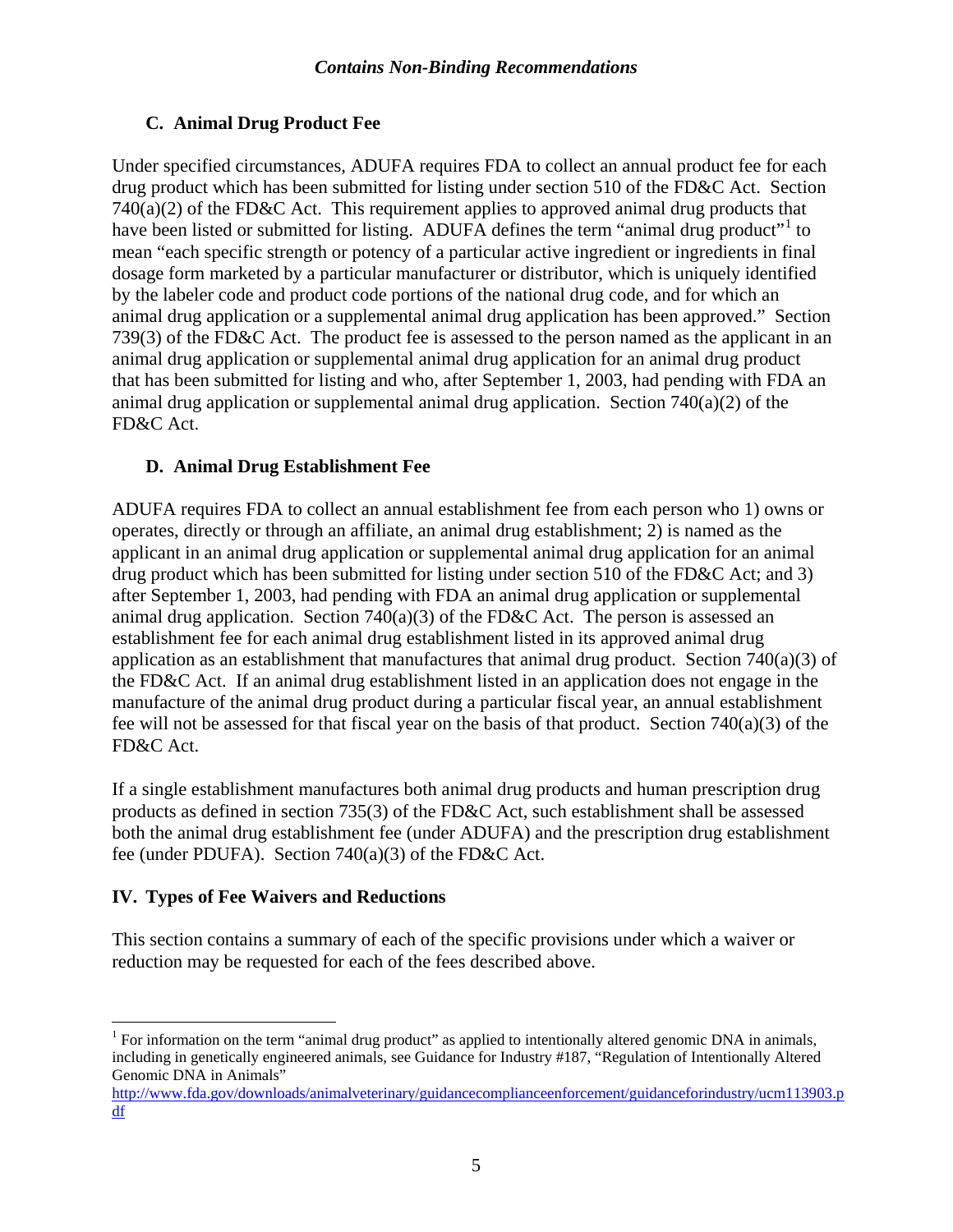### C. Animal Drug Product Fee

Under specified circumstances, ADUFA requires FDA to collect an annual product fee for each drug product which has been submitted for listing under section 510 of the FD&C Act. Section 740(a)(2) of the FD&C Act. This requirement applies to approved animal drug products that have been listed or submitted for listing. ADUFA defines the term "animal drug product"[1] to mean "each specific strength or potency of a particular active ingredient or ingredients in final dosage form marketed by a particular manufacturer or distributor, which is uniquely identified by the labeler code and product code portions of the national drug code, and for which an animal drug application or a supplemental animal drug application has been approved." Section 739(3) of the FD&C Act. The product fee is assessed to the person named as the applicant in an animal drug application or supplemental animal drug application for an animal drug product that has been submitted for listing and who, after September 1, 2003, had pending with FDA an animal drug application or supplemental animal drug application. Section 740(a)(2) of the FD&C Act.

### D. Animal Drug Establishment Fee

ADUFA requires FDA to collect an annual establishment fee from each person who 1) owns or operates, directly or through an affiliate, an animal drug establishment; 2) is named as the applicant in an animal drug application or supplemental animal drug application for an animal drug product which has been submitted for listing under section 510 of the FD&C Act; and 3) after September 1, 2003, had pending with FDA an animal drug application or supplemental animal drug application. Section 740(a)(3) of the FD&C Act. The person is assessed an establishment fee for each animal drug establishment listed in its approved animal drug application as an establishment that manufactures that animal drug product. Section 740(a)(3) of the FD&C Act. If an animal drug establishment listed in an application does not engage in the manufacture of the animal drug product during a particular fiscal year, an annual establishment fee will not be assessed for that fiscal year on the basis of that product. Section 740(a)(3) of the FD&C Act.

If a single establishment manufactures both animal drug products and human prescription drug products as defined in section 735(3) of the FD&C Act, such establishment shall be assessed both the animal drug establishment fee (under ADUFA) and the prescription drug establishment fee (under PDUFA). Section 740(a)(3) of the FD&C Act.

## IV. Types of Fee Waivers and Reductions

This section contains a summary of each of the specific provisions under which a waiver or reduction may be requested for each of the fees described above.

---

[1] For information on the term "animal drug product" as applied to intentionally altered genomic DNA in animals, including in genetically engineered animals, see Guidance for Industry #187, "Regulation of Intentionally Altered Genomic DNA in Animals" http://www.fda.gov/downloads/animalveterinary/guidancecomplianceenforcement/guidanceforindustry/ucm113903.pdf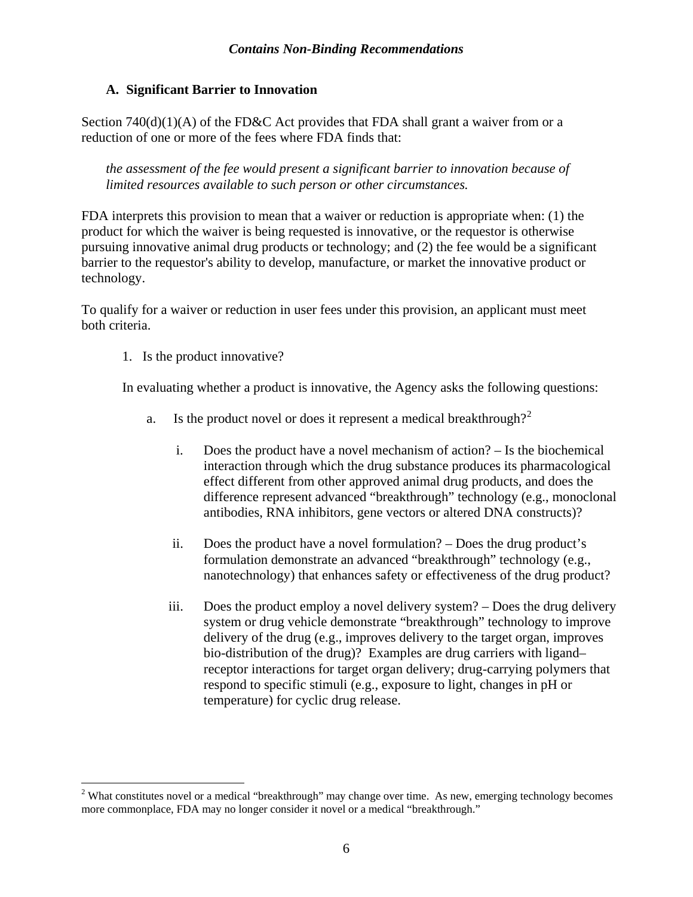### A. Significant Barrier to Innovation

Section 740(d)(1)(A) of the FD&C Act provides that FDA shall grant a waiver from or a reduction of one or more of the fees where FDA finds that:

> *the assessment of the fee would present a significant barrier to innovation because of limited resources available to such person or other circumstances.*

FDA interprets this provision to mean that a waiver or reduction is appropriate when: (1) the product for which the waiver is being requested is innovative, or the requestor is otherwise pursuing innovative animal drug products or technology; and (2) the fee would be a significant barrier to the requestor's ability to develop, manufacture, or market the innovative product or technology.

To qualify for a waiver or reduction in user fees under this provision, an applicant must meet both criteria.

1. Is the product innovative?

   In evaluating whether a product is innovative, the Agency asks the following questions:

   a. Is the product novel or does it represent a medical breakthrough?[2]

      i. Does the product have a novel mechanism of action? – Is the biochemical interaction through which the drug substance produces its pharmacological effect different from other approved animal drug products, and does the difference represent advanced "breakthrough" technology (e.g., monoclonal antibodies, RNA inhibitors, gene vectors or altered DNA constructs)?

      ii. Does the product have a novel formulation? – Does the drug product's formulation demonstrate an advanced "breakthrough" technology (e.g., nanotechnology) that enhances safety or effectiveness of the drug product?

      iii. Does the product employ a novel delivery system? – Does the drug delivery system or drug vehicle demonstrate "breakthrough" technology to improve delivery of the drug (e.g., improves delivery to the target organ, improves bio-distribution of the drug)? Examples are drug carriers with ligand–receptor interactions for target organ delivery; drug-carrying polymers that respond to specific stimuli (e.g., exposure to light, changes in pH or temperature) for cyclic drug release.

---

[2] What constitutes novel or a medical "breakthrough" may change over time. As new, emerging technology becomes more commonplace, FDA may no longer consider it novel or a medical "breakthrough."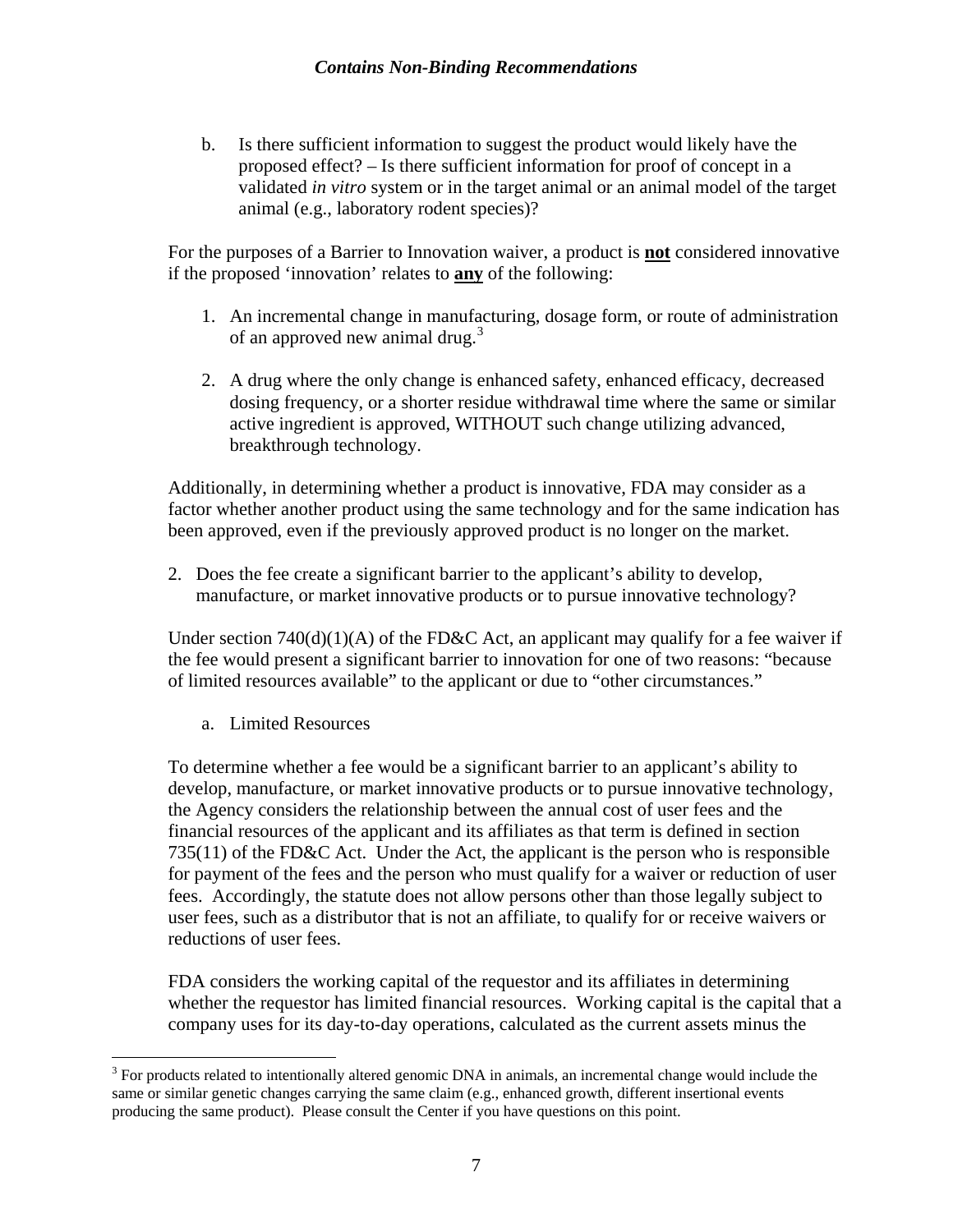b. Is there sufficient information to suggest the product would likely have the proposed effect? – Is there sufficient information for proof of concept in a validated *in vitro* system or in the target animal or an animal model of the target animal (e.g., laboratory rodent species)?

For the purposes of a Barrier to Innovation waiver, a product is **not** considered innovative if the proposed 'innovation' relates to **any** of the following:

1. An incremental change in manufacturing, dosage form, or route of administration of an approved new animal drug.[3]

2. A drug where the only change is enhanced safety, enhanced efficacy, decreased dosing frequency, or a shorter residue withdrawal time where the same or similar active ingredient is approved, WITHOUT such change utilizing advanced, breakthrough technology.

Additionally, in determining whether a product is innovative, FDA may consider as a factor whether another product using the same technology and for the same indication has been approved, even if the previously approved product is no longer on the market.

2. Does the fee create a significant barrier to the applicant's ability to develop, manufacture, or market innovative products or to pursue innovative technology?

Under section 740(d)(1)(A) of the FD&C Act, an applicant may qualify for a fee waiver if the fee would present a significant barrier to innovation for one of two reasons: "because of limited resources available" to the applicant or due to "other circumstances."

a. Limited Resources

To determine whether a fee would be a significant barrier to an applicant's ability to develop, manufacture, or market innovative products or to pursue innovative technology, the Agency considers the relationship between the annual cost of user fees and the financial resources of the applicant and its affiliates as that term is defined in section 735(11) of the FD&C Act. Under the Act, the applicant is the person who is responsible for payment of the fees and the person who must qualify for a waiver or reduction of user fees. Accordingly, the statute does not allow persons other than those legally subject to user fees, such as a distributor that is not an affiliate, to qualify for or receive waivers or reductions of user fees.

FDA considers the working capital of the requestor and its affiliates in determining whether the requestor has limited financial resources. Working capital is the capital that a company uses for its day-to-day operations, calculated as the current assets minus the

[3] For products related to intentionally altered genomic DNA in animals, an incremental change would include the same or similar genetic changes carrying the same claim (e.g., enhanced growth, different insertional events producing the same product). Please consult the Center if you have questions on this point.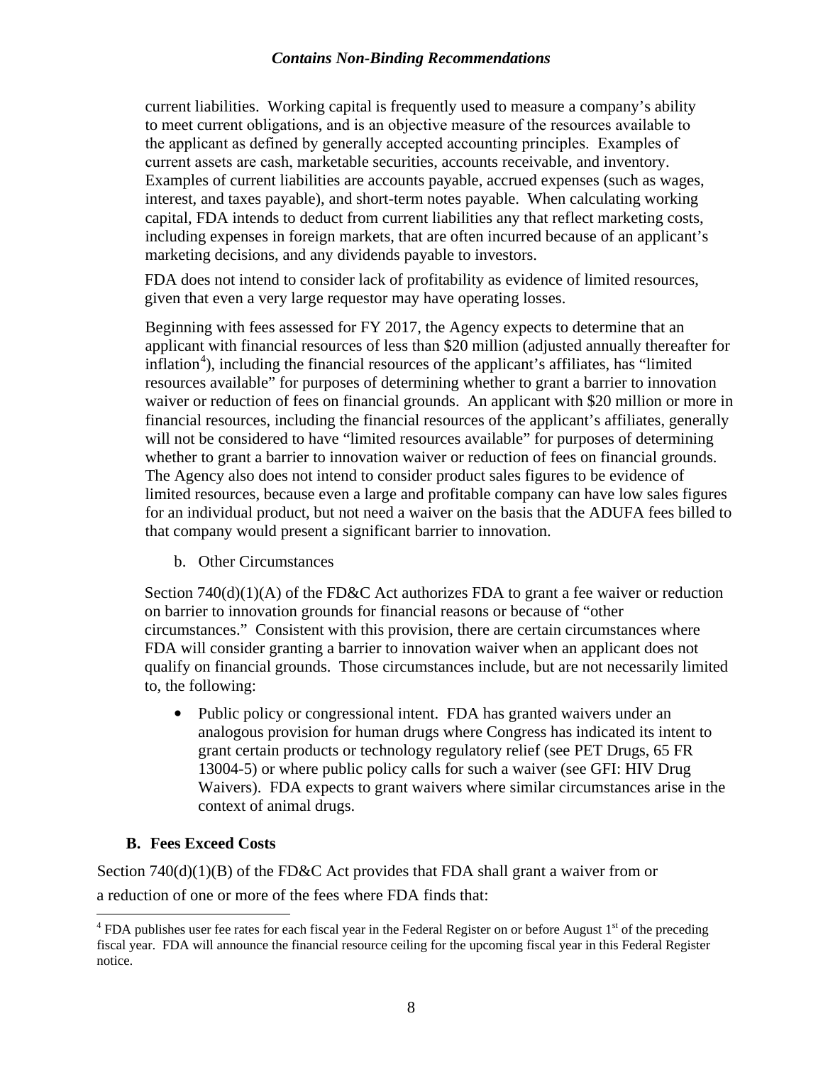current liabilities. Working capital is frequently used to measure a company's ability to meet current obligations, and is an objective measure of the resources available to the applicant as defined by generally accepted accounting principles. Examples of current assets are cash, marketable securities, accounts receivable, and inventory. Examples of current liabilities are accounts payable, accrued expenses (such as wages, interest, and taxes payable), and short-term notes payable. When calculating working capital, FDA intends to deduct from current liabilities any that reflect marketing costs, including expenses in foreign markets, that are often incurred because of an applicant's marketing decisions, and any dividends payable to investors.

FDA does not intend to consider lack of profitability as evidence of limited resources, given that even a very large requestor may have operating losses.

Beginning with fees assessed for FY 2017, the Agency expects to determine that an applicant with financial resources of less than $20 million (adjusted annually thereafter for inflation[4]), including the financial resources of the applicant's affiliates, has "limited resources available" for purposes of determining whether to grant a barrier to innovation waiver or reduction of fees on financial grounds. An applicant with $20 million or more in financial resources, including the financial resources of the applicant's affiliates, generally will not be considered to have "limited resources available" for purposes of determining whether to grant a barrier to innovation waiver or reduction of fees on financial grounds. The Agency also does not intend to consider product sales figures to be evidence of limited resources, because even a large and profitable company can have low sales figures for an individual product, but not need a waiver on the basis that the ADUFA fees billed to that company would present a significant barrier to innovation.

b. Other Circumstances

Section 740(d)(1)(A) of the FD&C Act authorizes FDA to grant a fee waiver or reduction on barrier to innovation grounds for financial reasons or because of "other circumstances." Consistent with this provision, there are certain circumstances where FDA will consider granting a barrier to innovation waiver when an applicant does not qualify on financial grounds. Those circumstances include, but are not necessarily limited to, the following:

- Public policy or congressional intent. FDA has granted waivers under an analogous provision for human drugs where Congress has indicated its intent to grant certain products or technology regulatory relief (see PET Drugs, 65 FR 13004-5) or where public policy calls for such a waiver (see GFI: HIV Drug Waivers). FDA expects to grant waivers where similar circumstances arise in the context of animal drugs.

### B. Fees Exceed Costs

Section 740(d)(1)(B) of the FD&C Act provides that FDA shall grant a waiver from or a reduction of one or more of the fees where FDA finds that:

[4] FDA publishes user fee rates for each fiscal year in the Federal Register on or before August 1st of the preceding fiscal year. FDA will announce the financial resource ceiling for the upcoming fiscal year in this Federal Register notice.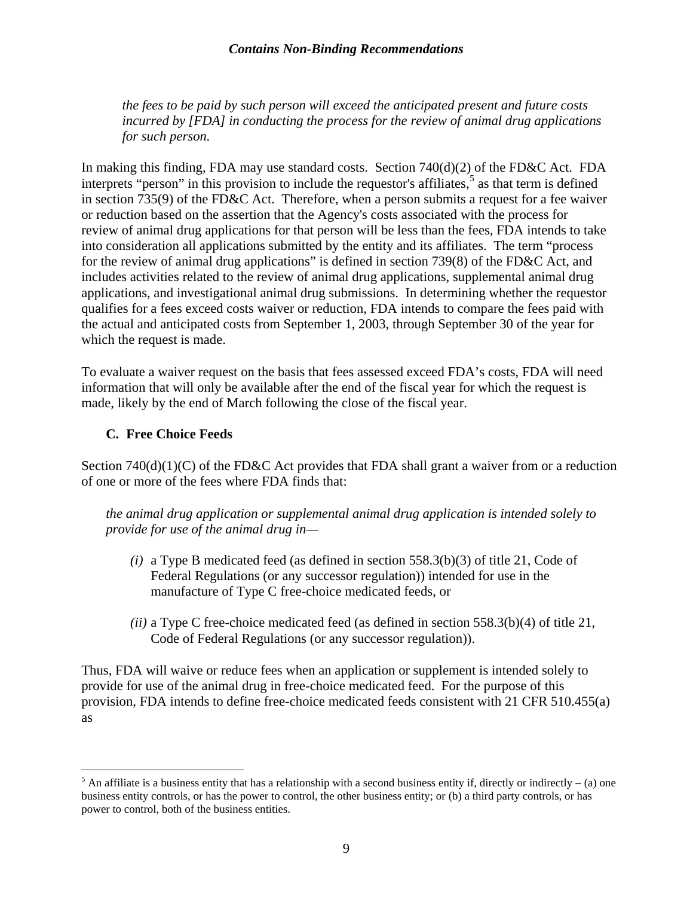*the fees to be paid by such person will exceed the anticipated present and future costs incurred by [FDA] in conducting the process for the review of animal drug applications for such person.*

In making this finding, FDA may use standard costs. Section 740(d)(2) of the FD&C Act. FDA interprets "person" in this provision to include the requestor's affiliates,[5] as that term is defined in section 735(9) of the FD&C Act. Therefore, when a person submits a request for a fee waiver or reduction based on the assertion that the Agency's costs associated with the process for review of animal drug applications for that person will be less than the fees, FDA intends to take into consideration all applications submitted by the entity and its affiliates. The term "process for the review of animal drug applications" is defined in section 739(8) of the FD&C Act, and includes activities related to the review of animal drug applications, supplemental animal drug applications, and investigational animal drug submissions. In determining whether the requestor qualifies for a fees exceed costs waiver or reduction, FDA intends to compare the fees paid with the actual and anticipated costs from September 1, 2003, through September 30 of the year for which the request is made.

To evaluate a waiver request on the basis that fees assessed exceed FDA's costs, FDA will need information that will only be available after the end of the fiscal year for which the request is made, likely by the end of March following the close of the fiscal year.

### C. Free Choice Feeds

Section 740(d)(1)(C) of the FD&C Act provides that FDA shall grant a waiver from or a reduction of one or more of the fees where FDA finds that:

*the animal drug application or supplemental animal drug application is intended solely to provide for use of the animal drug in—*

- *(i)* a Type B medicated feed (as defined in section 558.3(b)(3) of title 21, Code of Federal Regulations (or any successor regulation)) intended for use in the manufacture of Type C free-choice medicated feeds, or

- *(ii)* a Type C free-choice medicated feed (as defined in section 558.3(b)(4) of title 21, Code of Federal Regulations (or any successor regulation)).

Thus, FDA will waive or reduce fees when an application or supplement is intended solely to provide for use of the animal drug in free-choice medicated feed. For the purpose of this provision, FDA intends to define free-choice medicated feeds consistent with 21 CFR 510.455(a) as

[5] An affiliate is a business entity that has a relationship with a second business entity if, directly or indirectly – (a) one business entity controls, or has the power to control, the other business entity; or (b) a third party controls, or has power to control, both of the business entities.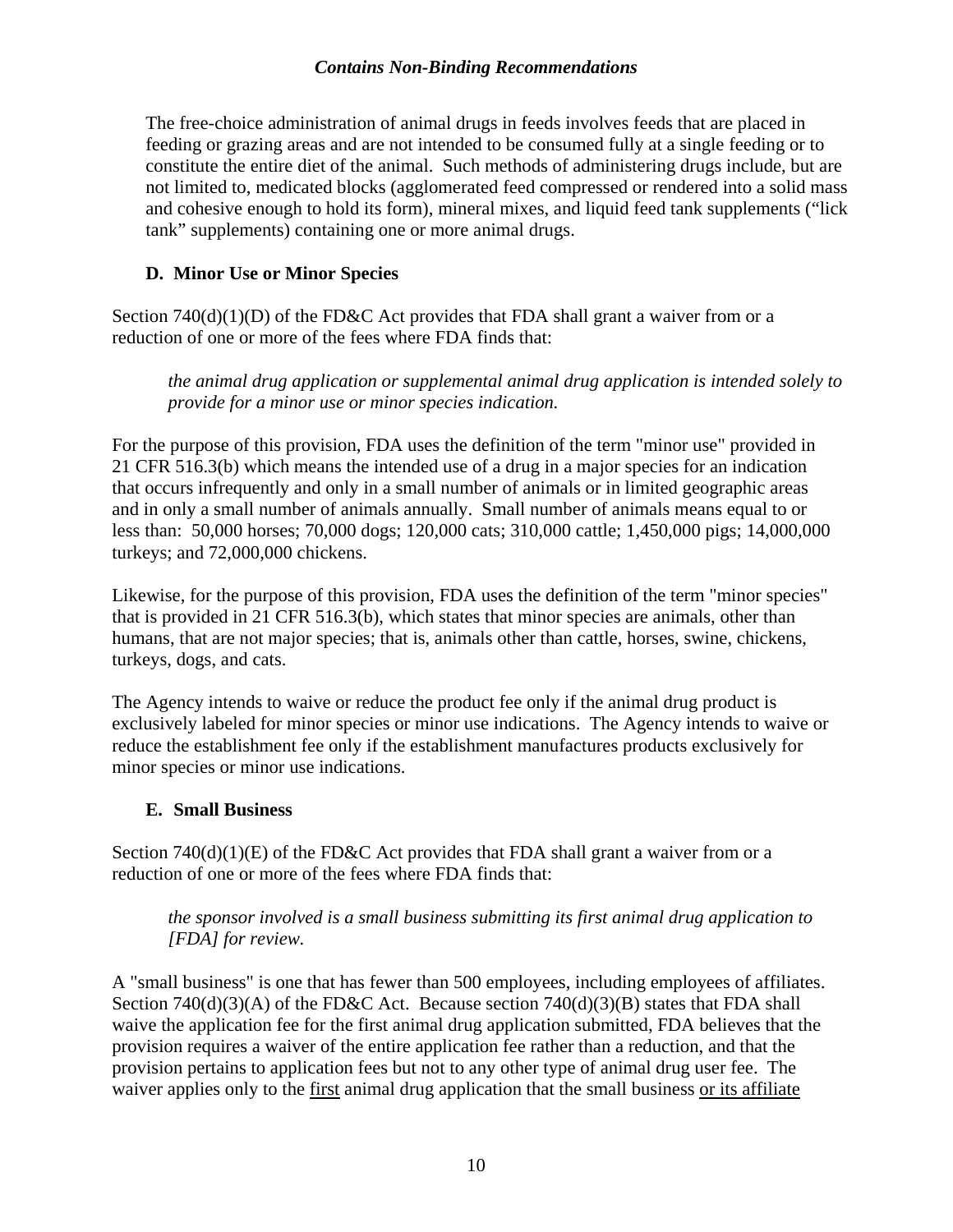The free-choice administration of animal drugs in feeds involves feeds that are placed in feeding or grazing areas and are not intended to be consumed fully at a single feeding or to constitute the entire diet of the animal. Such methods of administering drugs include, but are not limited to, medicated blocks (agglomerated feed compressed or rendered into a solid mass and cohesive enough to hold its form), mineral mixes, and liquid feed tank supplements ("lick tank" supplements) containing one or more animal drugs.

### D. Minor Use or Minor Species

Section 740(d)(1)(D) of the FD&C Act provides that FDA shall grant a waiver from or a reduction of one or more of the fees where FDA finds that:

> *the animal drug application or supplemental animal drug application is intended solely to provide for a minor use or minor species indication.*

For the purpose of this provision, FDA uses the definition of the term "minor use" provided in 21 CFR 516.3(b) which means the intended use of a drug in a major species for an indication that occurs infrequently and only in a small number of animals or in limited geographic areas and in only a small number of animals annually. Small number of animals means equal to or less than: 50,000 horses; 70,000 dogs; 120,000 cats; 310,000 cattle; 1,450,000 pigs; 14,000,000 turkeys; and 72,000,000 chickens.

Likewise, for the purpose of this provision, FDA uses the definition of the term "minor species" that is provided in 21 CFR 516.3(b), which states that minor species are animals, other than humans, that are not major species; that is, animals other than cattle, horses, swine, chickens, turkeys, dogs, and cats.

The Agency intends to waive or reduce the product fee only if the animal drug product is exclusively labeled for minor species or minor use indications. The Agency intends to waive or reduce the establishment fee only if the establishment manufactures products exclusively for minor species or minor use indications.

### E. Small Business

Section 740(d)(1)(E) of the FD&C Act provides that FDA shall grant a waiver from or a reduction of one or more of the fees where FDA finds that:

> *the sponsor involved is a small business submitting its first animal drug application to [FDA] for review.*

A "small business" is one that has fewer than 500 employees, including employees of affiliates. Section 740(d)(3)(A) of the FD&C Act. Because section 740(d)(3)(B) states that FDA shall waive the application fee for the first animal drug application submitted, FDA believes that the provision requires a waiver of the entire application fee rather than a reduction, and that the provision pertains to application fees but not to any other type of animal drug user fee. The waiver applies only to the <u>first</u> animal drug application that the small business <u>or its affiliate</u>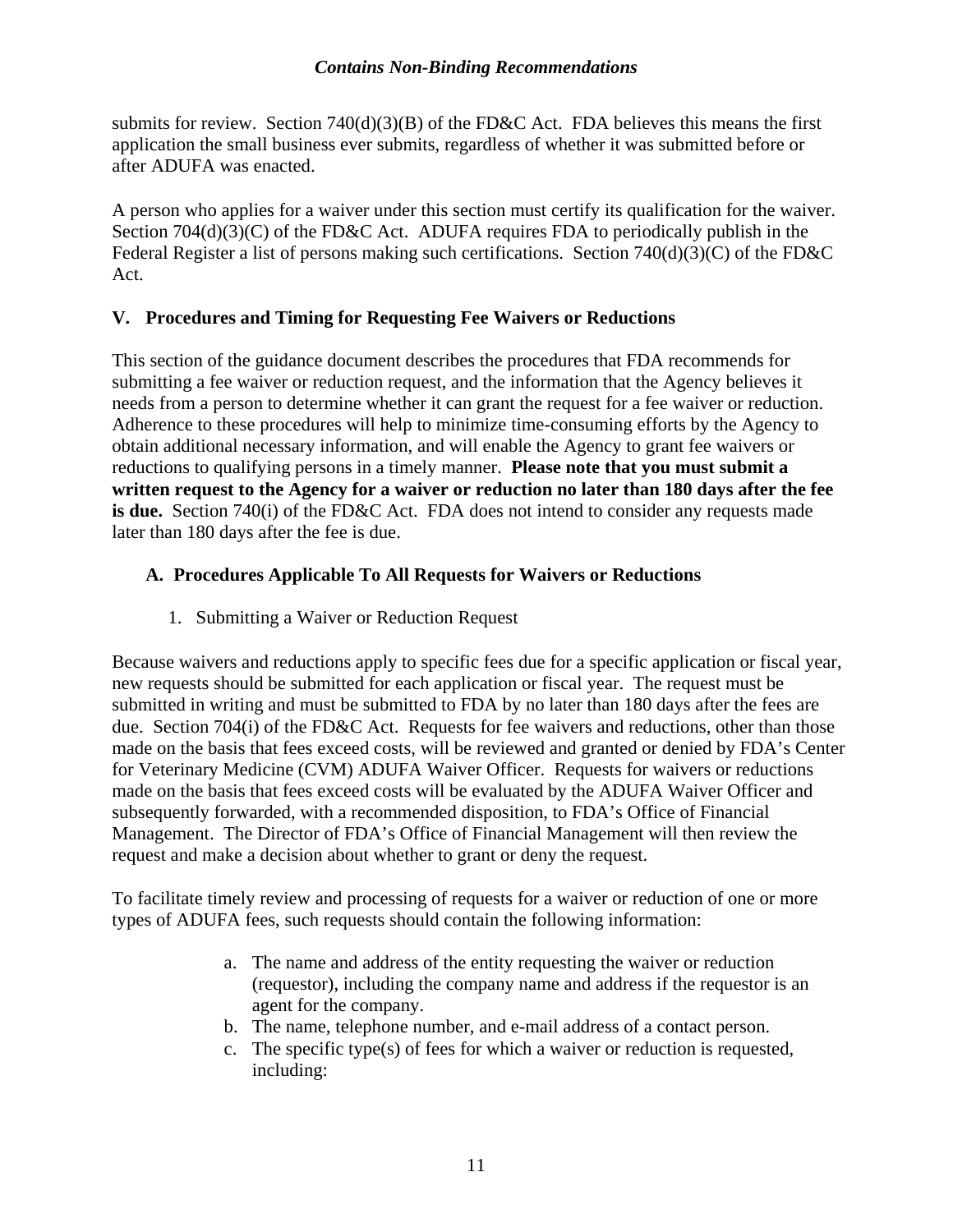submits for review. Section 740(d)(3)(B) of the FD&C Act. FDA believes this means the first application the small business ever submits, regardless of whether it was submitted before or after ADUFA was enacted.

A person who applies for a waiver under this section must certify its qualification for the waiver. Section 704(d)(3)(C) of the FD&C Act. ADUFA requires FDA to periodically publish in the Federal Register a list of persons making such certifications. Section 740(d)(3)(C) of the FD&C Act.

## V. Procedures and Timing for Requesting Fee Waivers or Reductions

This section of the guidance document describes the procedures that FDA recommends for submitting a fee waiver or reduction request, and the information that the Agency believes it needs from a person to determine whether it can grant the request for a fee waiver or reduction. Adherence to these procedures will help to minimize time-consuming efforts by the Agency to obtain additional necessary information, and will enable the Agency to grant fee waivers or reductions to qualifying persons in a timely manner. **Please note that you must submit a written request to the Agency for a waiver or reduction no later than 180 days after the fee is due.** Section 740(i) of the FD&C Act. FDA does not intend to consider any requests made later than 180 days after the fee is due.

### A. Procedures Applicable To All Requests for Waivers or Reductions

1. Submitting a Waiver or Reduction Request

Because waivers and reductions apply to specific fees due for a specific application or fiscal year, new requests should be submitted for each application or fiscal year. The request must be submitted in writing and must be submitted to FDA by no later than 180 days after the fees are due. Section 704(i) of the FD&C Act. Requests for fee waivers and reductions, other than those made on the basis that fees exceed costs, will be reviewed and granted or denied by FDA's Center for Veterinary Medicine (CVM) ADUFA Waiver Officer. Requests for waivers or reductions made on the basis that fees exceed costs will be evaluated by the ADUFA Waiver Officer and subsequently forwarded, with a recommended disposition, to FDA's Office of Financial Management. The Director of FDA's Office of Financial Management will then review the request and make a decision about whether to grant or deny the request.

To facilitate timely review and processing of requests for a waiver or reduction of one or more types of ADUFA fees, such requests should contain the following information:

a. The name and address of the entity requesting the waiver or reduction (requestor), including the company name and address if the requestor is an agent for the company.
b. The name, telephone number, and e-mail address of a contact person.
c. The specific type(s) of fees for which a waiver or reduction is requested, including: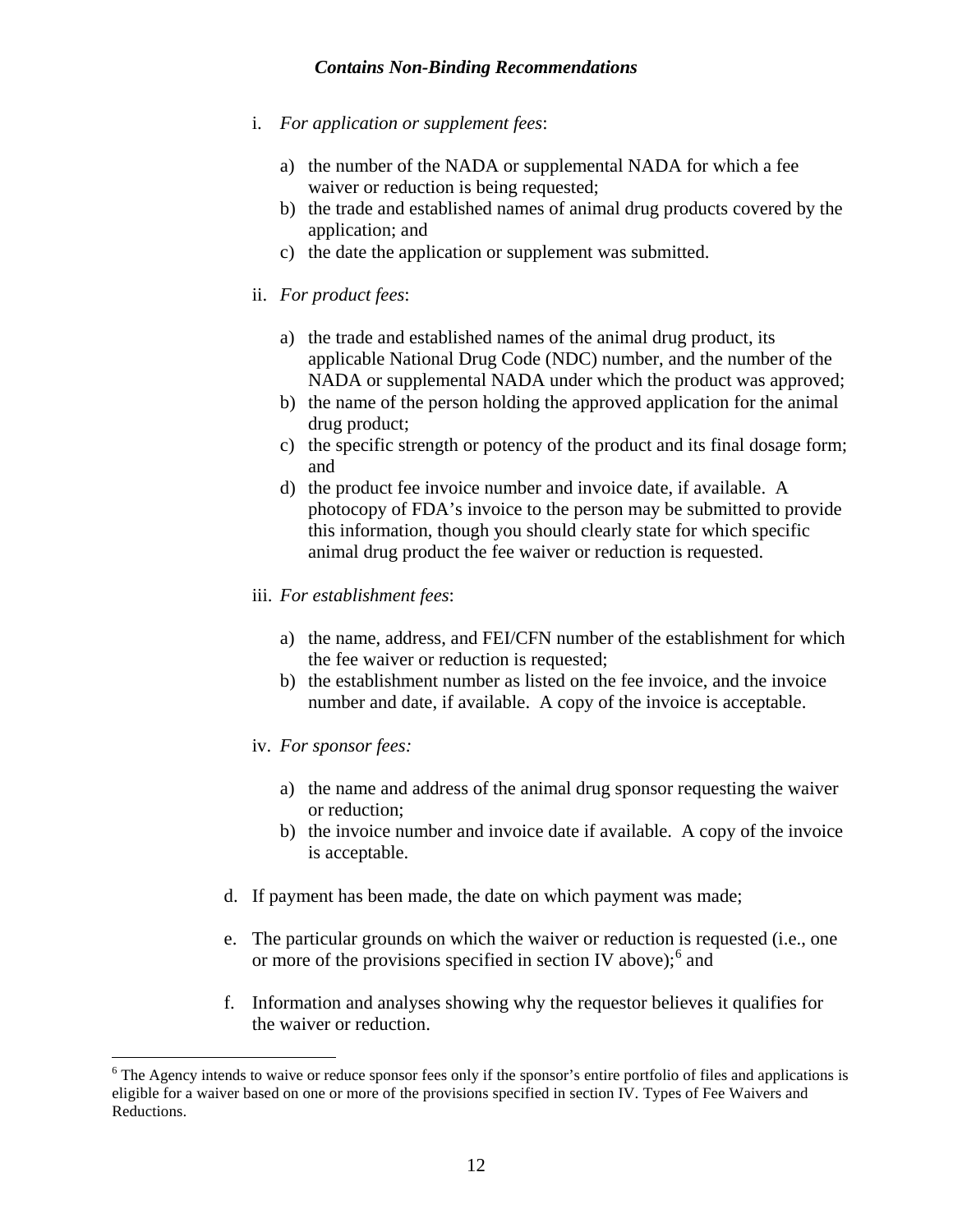i. *For application or supplement fees*:

   a) the number of the NADA or supplemental NADA for which a fee waiver or reduction is being requested;
   b) the trade and established names of animal drug products covered by the application; and
   c) the date the application or supplement was submitted.

ii. *For product fees*:

   a) the trade and established names of the animal drug product, its applicable National Drug Code (NDC) number, and the number of the NADA or supplemental NADA under which the product was approved;
   b) the name of the person holding the approved application for the animal drug product;
   c) the specific strength or potency of the product and its final dosage form; and
   d) the product fee invoice number and invoice date, if available. A photocopy of FDA's invoice to the person may be submitted to provide this information, though you should clearly state for which specific animal drug product the fee waiver or reduction is requested.

iii. *For establishment fees*:

   a) the name, address, and FEI/CFN number of the establishment for which the fee waiver or reduction is requested;
   b) the establishment number as listed on the fee invoice, and the invoice number and date, if available. A copy of the invoice is acceptable.

iv. *For sponsor fees:*

   a) the name and address of the animal drug sponsor requesting the waiver or reduction;
   b) the invoice number and invoice date if available. A copy of the invoice is acceptable.

d. If payment has been made, the date on which payment was made;

e. The particular grounds on which the waiver or reduction is requested (i.e., one or more of the provisions specified in section IV above);[6] and

f. Information and analyses showing why the requestor believes it qualifies for the waiver or reduction.

---

[6] The Agency intends to waive or reduce sponsor fees only if the sponsor's entire portfolio of files and applications is eligible for a waiver based on one or more of the provisions specified in section IV. Types of Fee Waivers and Reductions.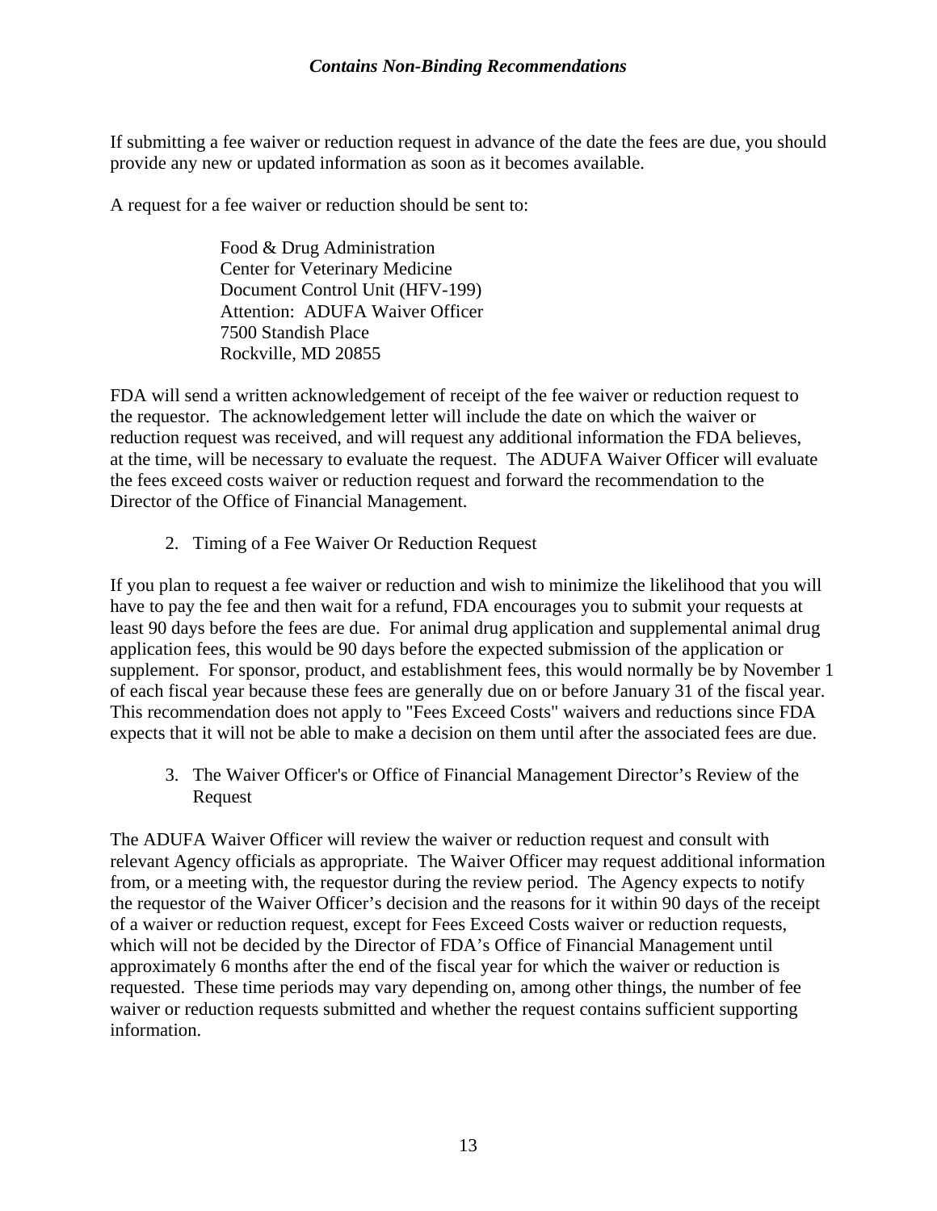If submitting a fee waiver or reduction request in advance of the date the fees are due, you should provide any new or updated information as soon as it becomes available.

A request for a fee waiver or reduction should be sent to:

> Food & Drug Administration
> Center for Veterinary Medicine
> Document Control Unit (HFV-199)
> Attention: ADUFA Waiver Officer
> 7500 Standish Place
> Rockville, MD 20855

FDA will send a written acknowledgement of receipt of the fee waiver or reduction request to the requestor. The acknowledgement letter will include the date on which the waiver or reduction request was received, and will request any additional information the FDA believes, at the time, will be necessary to evaluate the request. The ADUFA Waiver Officer will evaluate the fees exceed costs waiver or reduction request and forward the recommendation to the Director of the Office of Financial Management.

2. Timing of a Fee Waiver Or Reduction Request

If you plan to request a fee waiver or reduction and wish to minimize the likelihood that you will have to pay the fee and then wait for a refund, FDA encourages you to submit your requests at least 90 days before the fees are due. For animal drug application and supplemental animal drug application fees, this would be 90 days before the expected submission of the application or supplement. For sponsor, product, and establishment fees, this would normally be by November 1 of each fiscal year because these fees are generally due on or before January 31 of the fiscal year. This recommendation does not apply to "Fees Exceed Costs" waivers and reductions since FDA expects that it will not be able to make a decision on them until after the associated fees are due.

3. The Waiver Officer's or Office of Financial Management Director’s Review of the Request

The ADUFA Waiver Officer will review the waiver or reduction request and consult with relevant Agency officials as appropriate. The Waiver Officer may request additional information from, or a meeting with, the requestor during the review period. The Agency expects to notify the requestor of the Waiver Officer’s decision and the reasons for it within 90 days of the receipt of a waiver or reduction request, except for Fees Exceed Costs waiver or reduction requests, which will not be decided by the Director of FDA’s Office of Financial Management until approximately 6 months after the end of the fiscal year for which the waiver or reduction is requested. These time periods may vary depending on, among other things, the number of fee waiver or reduction requests submitted and whether the request contains sufficient supporting information.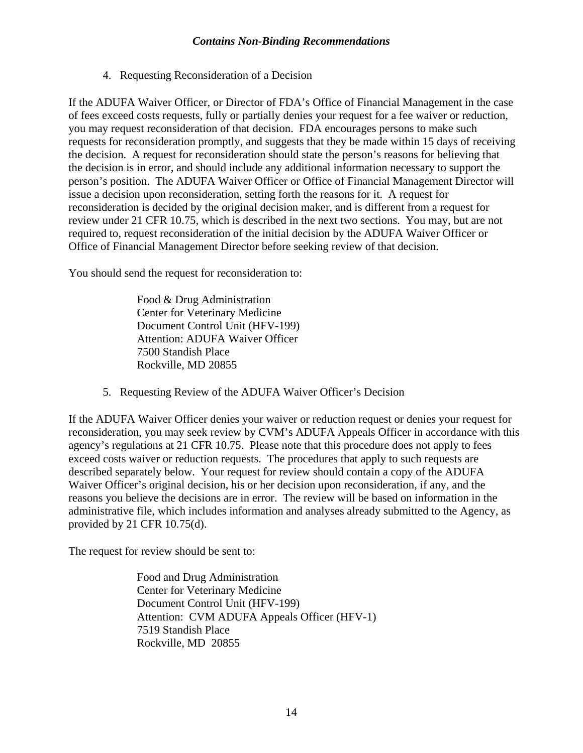4. Requesting Reconsideration of a Decision

If the ADUFA Waiver Officer, or Director of FDA's Office of Financial Management in the case of fees exceed costs requests, fully or partially denies your request for a fee waiver or reduction, you may request reconsideration of that decision. FDA encourages persons to make such requests for reconsideration promptly, and suggests that they be made within 15 days of receiving the decision. A request for reconsideration should state the person's reasons for believing that the decision is in error, and should include any additional information necessary to support the person's position. The ADUFA Waiver Officer or Office of Financial Management Director will issue a decision upon reconsideration, setting forth the reasons for it. A request for reconsideration is decided by the original decision maker, and is different from a request for review under 21 CFR 10.75, which is described in the next two sections. You may, but are not required to, request reconsideration of the initial decision by the ADUFA Waiver Officer or Office of Financial Management Director before seeking review of that decision.

You should send the request for reconsideration to:

> Food & Drug Administration
> Center for Veterinary Medicine
> Document Control Unit (HFV-199)
> Attention: ADUFA Waiver Officer
> 7500 Standish Place
> Rockville, MD 20855

5. Requesting Review of the ADUFA Waiver Officer's Decision

If the ADUFA Waiver Officer denies your waiver or reduction request or denies your request for reconsideration, you may seek review by CVM's ADUFA Appeals Officer in accordance with this agency's regulations at 21 CFR 10.75. Please note that this procedure does not apply to fees exceed costs waiver or reduction requests. The procedures that apply to such requests are described separately below. Your request for review should contain a copy of the ADUFA Waiver Officer's original decision, his or her decision upon reconsideration, if any, and the reasons you believe the decisions are in error. The review will be based on information in the administrative file, which includes information and analyses already submitted to the Agency, as provided by 21 CFR 10.75(d).

The request for review should be sent to:

> Food and Drug Administration
> Center for Veterinary Medicine
> Document Control Unit (HFV-199)
> Attention: CVM ADUFA Appeals Officer (HFV-1)
> 7519 Standish Place
> Rockville, MD 20855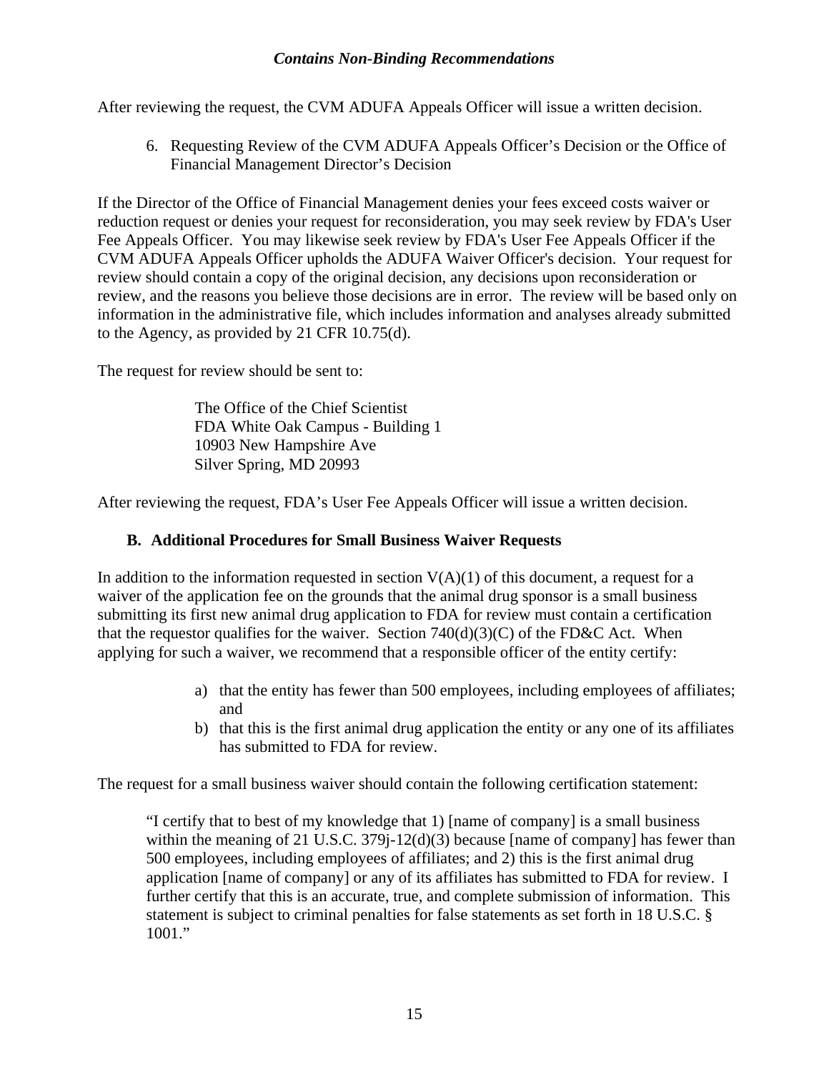After reviewing the request, the CVM ADUFA Appeals Officer will issue a written decision.

6. Requesting Review of the CVM ADUFA Appeals Officer's Decision or the Office of Financial Management Director's Decision

If the Director of the Office of Financial Management denies your fees exceed costs waiver or reduction request or denies your request for reconsideration, you may seek review by FDA's User Fee Appeals Officer. You may likewise seek review by FDA's User Fee Appeals Officer if the CVM ADUFA Appeals Officer upholds the ADUFA Waiver Officer's decision. Your request for review should contain a copy of the original decision, any decisions upon reconsideration or review, and the reasons you believe those decisions are in error. The review will be based only on information in the administrative file, which includes information and analyses already submitted to the Agency, as provided by 21 CFR 10.75(d).

The request for review should be sent to:

> The Office of the Chief Scientist
> FDA White Oak Campus - Building 1
> 10903 New Hampshire Ave
> Silver Spring, MD 20993

After reviewing the request, FDA's User Fee Appeals Officer will issue a written decision.

### B. Additional Procedures for Small Business Waiver Requests

In addition to the information requested in section V(A)(1) of this document, a request for a waiver of the application fee on the grounds that the animal drug sponsor is a small business submitting its first new animal drug application to FDA for review must contain a certification that the requestor qualifies for the waiver. Section 740(d)(3)(C) of the FD&C Act. When applying for such a waiver, we recommend that a responsible officer of the entity certify:

a) that the entity has fewer than 500 employees, including employees of affiliates; and
b) that this is the first animal drug application the entity or any one of its affiliates has submitted to FDA for review.

The request for a small business waiver should contain the following certification statement:

> "I certify that to best of my knowledge that 1) [name of company] is a small business within the meaning of 21 U.S.C. 379j-12(d)(3) because [name of company] has fewer than 500 employees, including employees of affiliates; and 2) this is the first animal drug application [name of company] or any of its affiliates has submitted to FDA for review. I further certify that this is an accurate, true, and complete submission of information. This statement is subject to criminal penalties for false statements as set forth in 18 U.S.C. § 1001."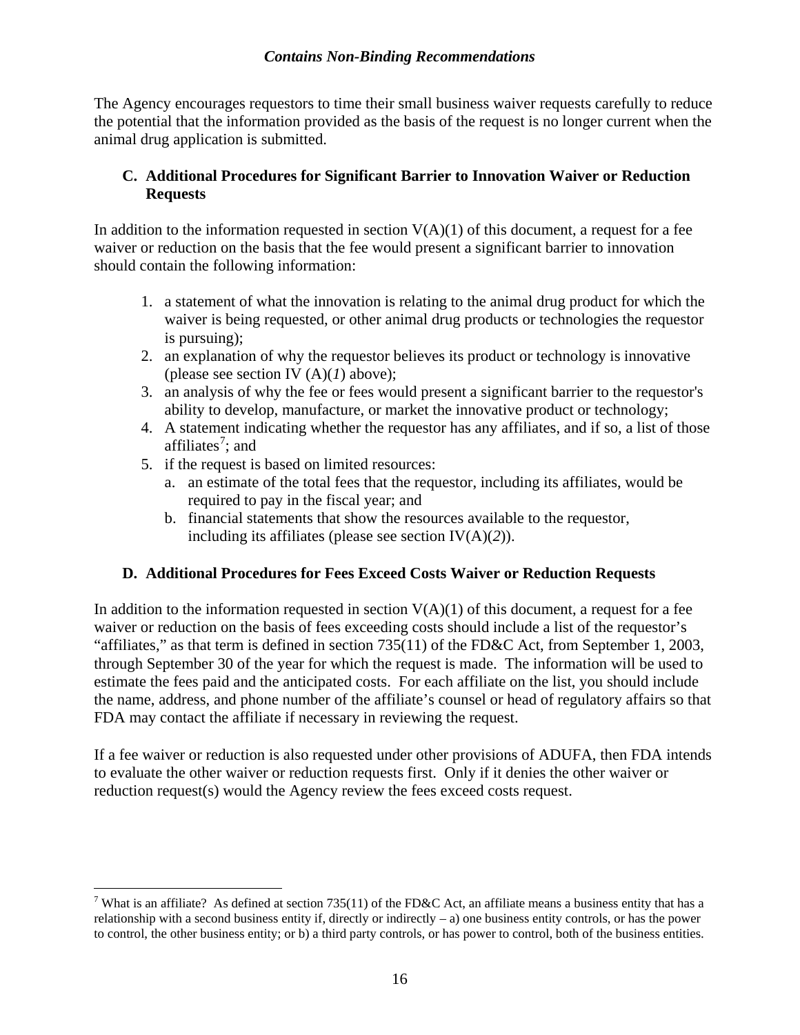The Agency encourages requestors to time their small business waiver requests carefully to reduce the potential that the information provided as the basis of the request is no longer current when the animal drug application is submitted.

### C. Additional Procedures for Significant Barrier to Innovation Waiver or Reduction Requests

In addition to the information requested in section V(A)(1) of this document, a request for a fee waiver or reduction on the basis that the fee would present a significant barrier to innovation should contain the following information:

1. a statement of what the innovation is relating to the animal drug product for which the waiver is being requested, or other animal drug products or technologies the requestor is pursuing);
2. an explanation of why the requestor believes its product or technology is innovative (please see section IV (A)(*1*) above);
3. an analysis of why the fee or fees would present a significant barrier to the requestor's ability to develop, manufacture, or market the innovative product or technology;
4. A statement indicating whether the requestor has any affiliates, and if so, a list of those affiliates[7]; and
5. if the request is based on limited resources:
   a. an estimate of the total fees that the requestor, including its affiliates, would be required to pay in the fiscal year; and
   b. financial statements that show the resources available to the requestor, including its affiliates (please see section IV(A)(*2*)).

### D. Additional Procedures for Fees Exceed Costs Waiver or Reduction Requests

In addition to the information requested in section V(A)(1) of this document, a request for a fee waiver or reduction on the basis of fees exceeding costs should include a list of the requestor's "affiliates," as that term is defined in section 735(11) of the FD&C Act, from September 1, 2003, through September 30 of the year for which the request is made. The information will be used to estimate the fees paid and the anticipated costs. For each affiliate on the list, you should include the name, address, and phone number of the affiliate's counsel or head of regulatory affairs so that FDA may contact the affiliate if necessary in reviewing the request.

If a fee waiver or reduction is also requested under other provisions of ADUFA, then FDA intends to evaluate the other waiver or reduction requests first. Only if it denies the other waiver or reduction request(s) would the Agency review the fees exceed costs request.

[7] What is an affiliate? As defined at section 735(11) of the FD&C Act, an affiliate means a business entity that has a relationship with a second business entity if, directly or indirectly – a) one business entity controls, or has the power to control, the other business entity; or b) a third party controls, or has power to control, both of the business entities.